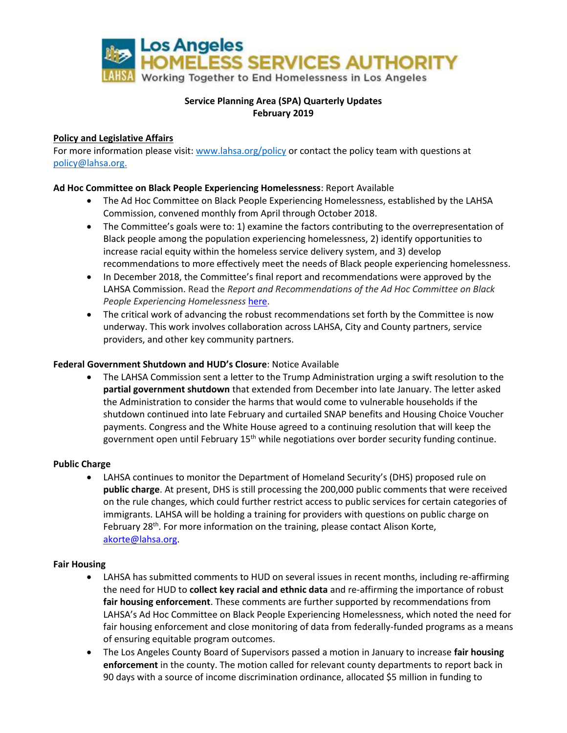Los Angeles HOMELESS SERVICES AUTHORITY
Working Together to End Homelessness in Los Angeles

**Service Planning Area (SPA) Quarterly Updates**
**February 2019**

## Policy and Legislative Affairs

For more information please visit: [www.lahsa.org/policy](www.lahsa.org/policy) or contact the policy team with questions at [policy@lahsa.org.](mailto:policy@lahsa.org)

**Ad Hoc Committee on Black People Experiencing Homelessness**: Report Available

- The Ad Hoc Committee on Black People Experiencing Homelessness, established by the LAHSA Commission, convened monthly from April through October 2018.
- The Committee's goals were to: 1) examine the factors contributing to the overrepresentation of Black people among the population experiencing homelessness, 2) identify opportunities to increase racial equity within the homeless service delivery system, and 3) develop recommendations to more effectively meet the needs of Black people experiencing homelessness.
- In December 2018, the Committee's final report and recommendations were approved by the LAHSA Commission. Read the *Report and Recommendations of the Ad Hoc Committee on Black People Experiencing Homelessness* here.
- The critical work of advancing the robust recommendations set forth by the Committee is now underway. This work involves collaboration across LAHSA, City and County partners, service providers, and other key community partners.

**Federal Government Shutdown and HUD's Closure**: Notice Available

- The LAHSA Commission sent a letter to the Trump Administration urging a swift resolution to the **partial government shutdown** that extended from December into late January. The letter asked the Administration to consider the harms that would come to vulnerable households if the shutdown continued into late February and curtailed SNAP benefits and Housing Choice Voucher payments. Congress and the White House agreed to a continuing resolution that will keep the government open until February 15th while negotiations over border security funding continue.

**Public Charge**

- LAHSA continues to monitor the Department of Homeland Security's (DHS) proposed rule on **public charge**. At present, DHS is still processing the 200,000 public comments that were received on the rule changes, which could further restrict access to public services for certain categories of immigrants. LAHSA will be holding a training for providers with questions on public charge on February 28th. For more information on the training, please contact Alison Korte, [akorte@lahsa.org](mailto:akorte@lahsa.org).

**Fair Housing**

- LAHSA has submitted comments to HUD on several issues in recent months, including re-affirming the need for HUD to **collect key racial and ethnic data** and re-affirming the importance of robust **fair housing enforcement**. These comments are further supported by recommendations from LAHSA's Ad Hoc Committee on Black People Experiencing Homelessness, which noted the need for fair housing enforcement and close monitoring of data from federally-funded programs as a means of ensuring equitable program outcomes.
- The Los Angeles County Board of Supervisors passed a motion in January to increase **fair housing enforcement** in the county. The motion called for relevant county departments to report back in 90 days with a source of income discrimination ordinance, allocated $5 million in funding to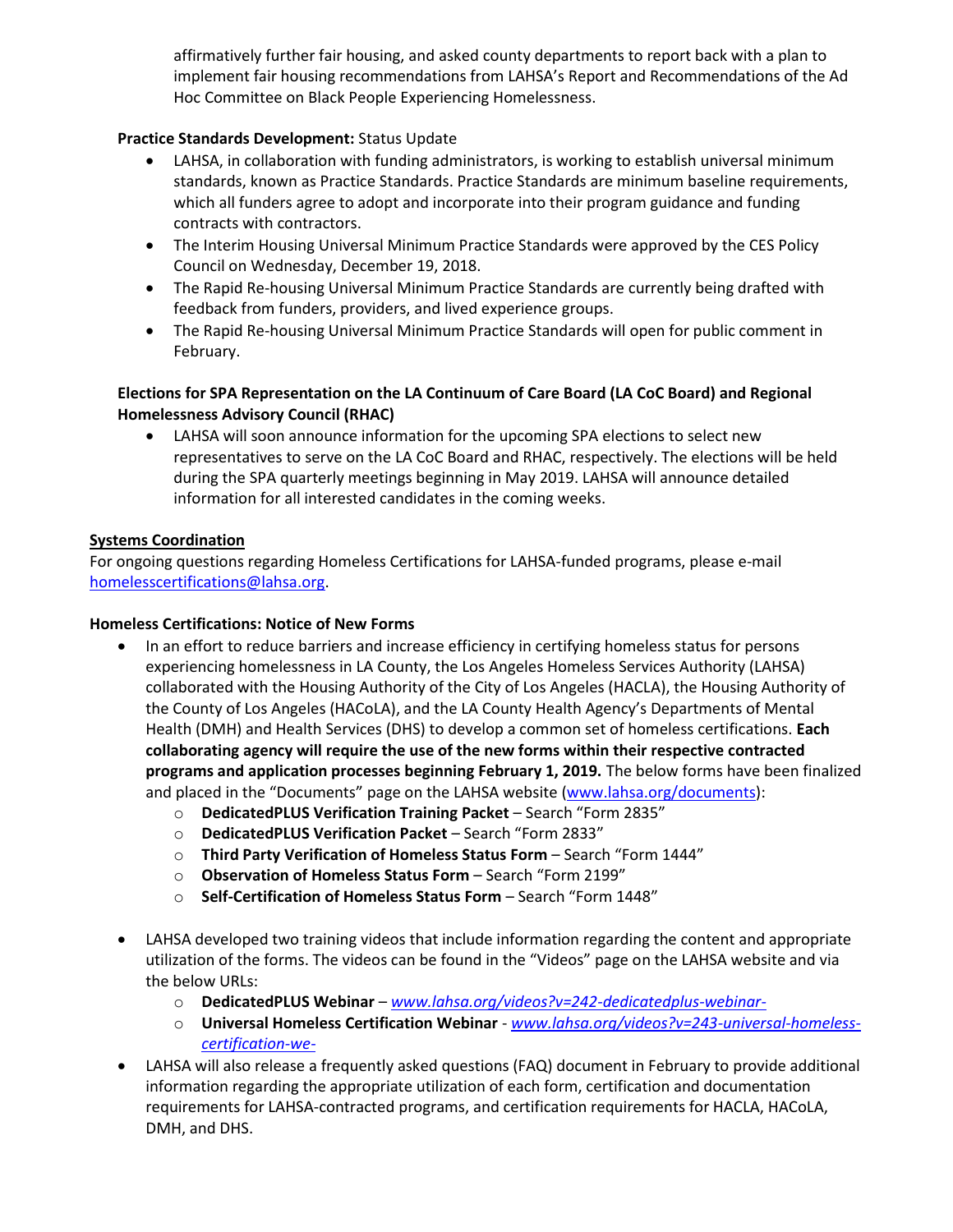affirmatively further fair housing, and asked county departments to report back with a plan to implement fair housing recommendations from LAHSA's Report and Recommendations of the Ad Hoc Committee on Black People Experiencing Homelessness.

**Practice Standards Development:** Status Update

- LAHSA, in collaboration with funding administrators, is working to establish universal minimum standards, known as Practice Standards. Practice Standards are minimum baseline requirements, which all funders agree to adopt and incorporate into their program guidance and funding contracts with contractors.
- The Interim Housing Universal Minimum Practice Standards were approved by the CES Policy Council on Wednesday, December 19, 2018.
- The Rapid Re-housing Universal Minimum Practice Standards are currently being drafted with feedback from funders, providers, and lived experience groups.
- The Rapid Re-housing Universal Minimum Practice Standards will open for public comment in February.

**Elections for SPA Representation on the LA Continuum of Care Board (LA CoC Board) and Regional Homelessness Advisory Council (RHAC)**

- LAHSA will soon announce information for the upcoming SPA elections to select new representatives to serve on the LA CoC Board and RHAC, respectively. The elections will be held during the SPA quarterly meetings beginning in May 2019. LAHSA will announce detailed information for all interested candidates in the coming weeks.

**Systems Coordination**

For ongoing questions regarding Homeless Certifications for LAHSA-funded programs, please e-mail homelesscertifications@lahsa.org.

**Homeless Certifications: Notice of New Forms**

- In an effort to reduce barriers and increase efficiency in certifying homeless status for persons experiencing homelessness in LA County, the Los Angeles Homeless Services Authority (LAHSA) collaborated with the Housing Authority of the City of Los Angeles (HACLA), the Housing Authority of the County of Los Angeles (HACoLA), and the LA County Health Agency's Departments of Mental Health (DMH) and Health Services (DHS) to develop a common set of homeless certifications. **Each collaborating agency will require the use of the new forms within their respective contracted programs and application processes beginning February 1, 2019.** The below forms have been finalized and placed in the "Documents" page on the LAHSA website (www.lahsa.org/documents):
  - **DedicatedPLUS Verification Training Packet** – Search "Form 2835"
  - **DedicatedPLUS Verification Packet** – Search "Form 2833"
  - **Third Party Verification of Homeless Status Form** – Search "Form 1444"
  - **Observation of Homeless Status Form** – Search "Form 2199"
  - **Self-Certification of Homeless Status Form** – Search "Form 1448"

- LAHSA developed two training videos that include information regarding the content and appropriate utilization of the forms. The videos can be found in the "Videos" page on the LAHSA website and via the below URLs:
  - **DedicatedPLUS Webinar** – *www.lahsa.org/videos?v=242-dedicatedplus-webinar-*
  - **Universal Homeless Certification Webinar** - *www.lahsa.org/videos?v=243-universal-homeless-certification-we-*
- LAHSA will also release a frequently asked questions (FAQ) document in February to provide additional information regarding the appropriate utilization of each form, certification and documentation requirements for LAHSA-contracted programs, and certification requirements for HACLA, HACoLA, DMH, and DHS.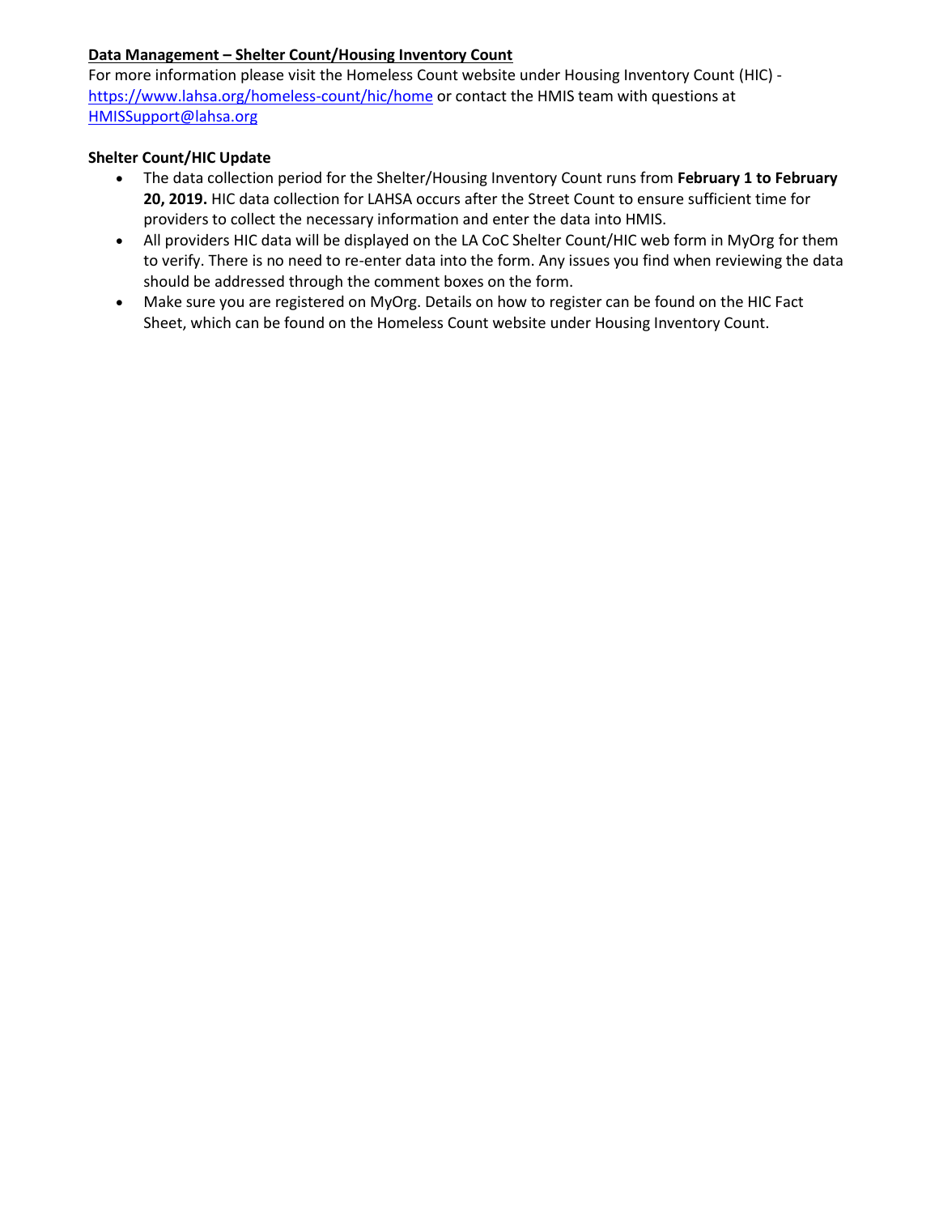**Data Management – Shelter Count/Housing Inventory Count**

For more information please visit the Homeless Count website under Housing Inventory Count (HIC) - https://www.lahsa.org/homeless-count/hic/home or contact the HMIS team with questions at HMISSupport@lahsa.org

**Shelter Count/HIC Update**

- The data collection period for the Shelter/Housing Inventory Count runs from **February 1 to February 20, 2019.** HIC data collection for LAHSA occurs after the Street Count to ensure sufficient time for providers to collect the necessary information and enter the data into HMIS.
- All providers HIC data will be displayed on the LA CoC Shelter Count/HIC web form in MyOrg for them to verify. There is no need to re-enter data into the form. Any issues you find when reviewing the data should be addressed through the comment boxes on the form.
- Make sure you are registered on MyOrg. Details on how to register can be found on the HIC Fact Sheet, which can be found on the Homeless Count website under Housing Inventory Count.